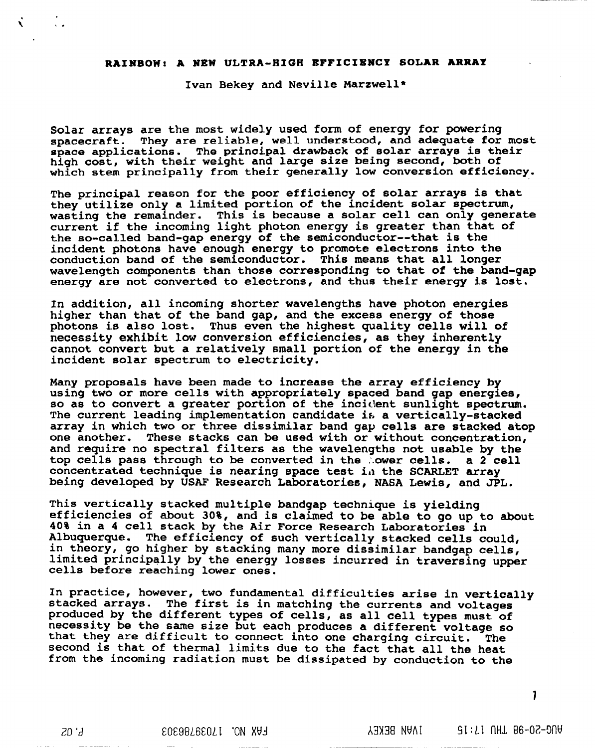# RAINBOW: A NEW ULTRA-HIGH EFFICIENCY SOLAR ARRAY

Ivan Bekey and Neville Marzwell*

Solar arrays are the most widely used form of energy for powering spacecraft. They are reliable, well understood, and adequate for most space applications. The principal drawback of solar arrays is their high cost, with their weight and large size being second, both of which stem principally from their generally low conversion efficiency.

The principal reason for the poor efficiency of solar arrays is that they utilize only a limited portion of the incident solar spectrum, wasting the remainder. This is because a solar cell can only generate current if the incoming light photon energy is greater than that of the so-called band-gap energy of the semiconductor--that is the incident photons have enough energy to promote electrons into the conduction band of the semiconductor. This means that all longer wavelength components than those corresponding to that of the band-gap energy are not converted to electrons, and thus their energy is lost.

In addition, all incoming shorter wavelengths have photon energies higher than that of the band gap, and the excess energy of those photons is also lost. Thus even the highest quality cells will of necessity exhibit low conversion efficiencies, as they inherently cannot convert but a relatively small portion of the energy in the incident solar spectrum to electricity.

Many proposals have been made to increase the array efficiency by using two or more cells with appropriately spaced band gap energies, so as to convert a greater portion of the incident sunlight spectrum. The current leading implementation candidate is a vertically-stacked array in which two or three dissimilar band gap cells are stacked atop one another. These stacks can be used with or without concentration, and require no spectral filters as the wavelengths not usable by the top cells pass through to be converted in the lower cells. a 2 cell concentrated technique is nearing space test in the SCARLET array being developed by USAF Research Laboratories, NASA Lewis, and JPL.

This vertically stacked multiple bandgap technique is yielding efficiencies of about 30%, and is claimed to be able to go up to about 40% in a 4 cell stack by the Air Force Research Laboratories in Albuquerque. The efficiency of such vertically stacked cells could, in theory, go higher by stacking many more dissimilar bandgap cells, limited principally by the energy losses incurred in traversing upper cells before reaching lower ones.

In practice, however, two fundamental difficulties arise in vertically stacked arrays. The first is in matching the currents and voltages produced by the different types of cells, as all cell types must of necessity be the same size but each produces a different voltage so that they are difficult to connect into one charging circuit. The second is that of thermal limits due to the fact that all the heat from the incoming radiation must be dissipated by conduction to the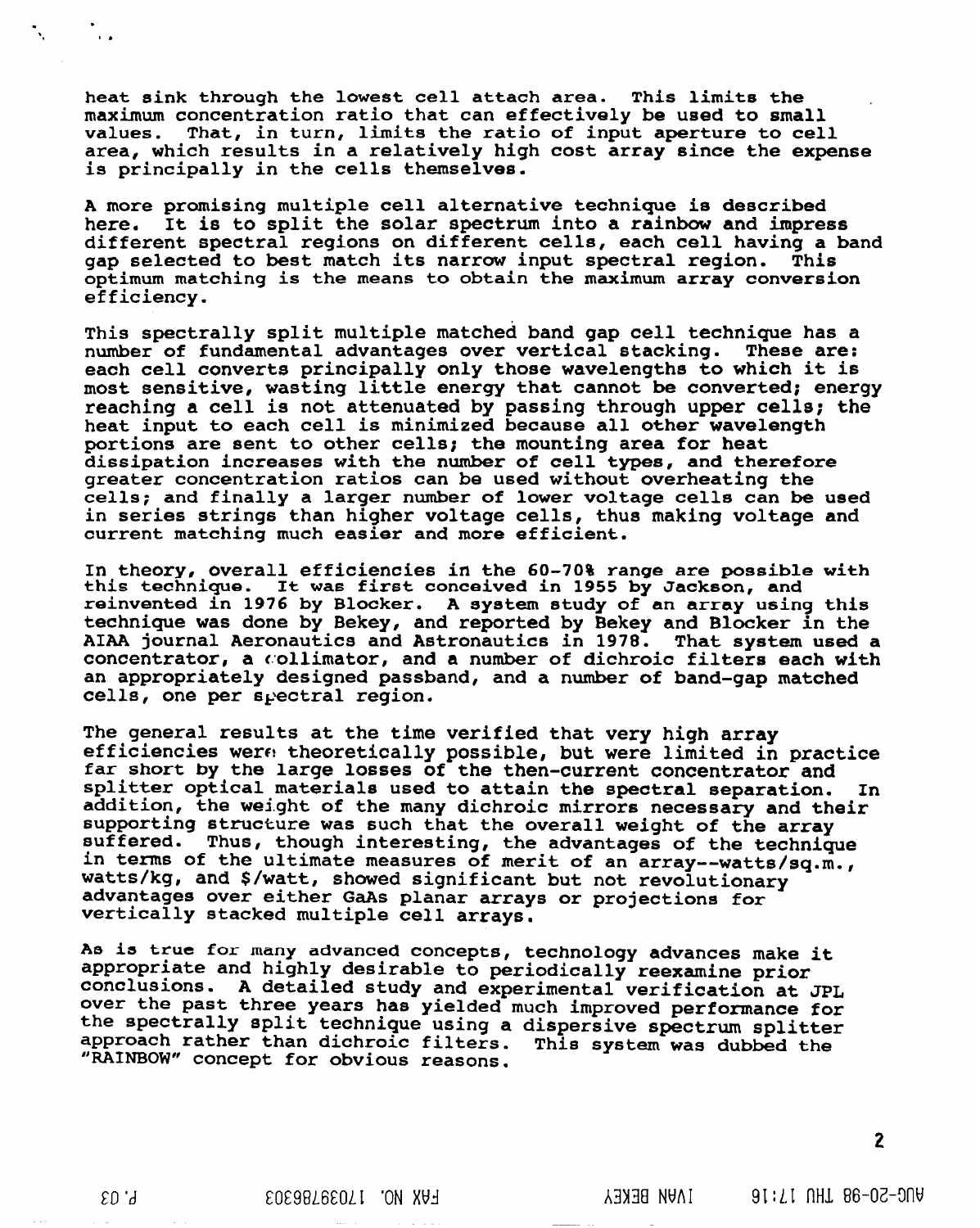heat sink through the lowest cell attach area. This limits the maximum concentration ratio that can effectively be used to small values. That, in turn, limits the ratio of input aperture to cell area, which results in a relatively high cost array since the expense is principally in the cells themselves.

A more promising multiple cell alternative technique is described here. It is to split the solar spectrum into a rainbow and impress different spectral regions on different cells, each cell having a band gap selected to best match its narrow input spectral region. This optimum matching is the means to obtain the maximum array conversion efficiency.

This spectrally split multiple matched band gap cell technique has a number of fundamental advantages over vertical stacking. These are: each cell converts principally only those wavelengths to which it is most sensitive, wasting little energy that cannot be converted; energy reaching a cell is not attenuated by passing through upper cells; the heat input to each cell is minimized because all other wavelength portions are sent to other cells; the mounting area for heat dissipation increases with the number of cell types, and therefore greater concentration ratios can be used without overheating the cells; and finally a larger number of lower voltage cells can be used in series strings than higher voltage cells, thus making voltage and current matching much easier and more efficient.

In theory, overall efficiencies in the 60-70% range are possible with this technique. It was first conceived in 1955 by Jackson, and reinvented in 1976 by Blocker. A system study of an array using this technique was done by Bekey, and reported by Bekey and Blocker in the AIAA journal Aeronautics and Astronautics in 1978. That system used a concentrator, a collimator, and a number of dichroic filters each with an appropriately designed passband, and a number of band-gap matched cells, one per spectral region.

The general results at the time verified that very high array efficiencies were theoretically possible, but were limited in practice far short by the large losses of the then-current concentrator and splitter optical materials used to attain the spectral separation. In addition, the weight of the many dichroic mirrors necessary and their supporting structure was such that the overall weight of the array suffered. Thus, though interesting, the advantages of the technique in terms of the ultimate measures of merit of an array--watts/sq.m., watts/kg, and $/watt, showed significant but not revolutionary advantages over either GaAs planar arrays or projections for vertically stacked multiple cell arrays.

As is true for many advanced concepts, technology advances make it appropriate and highly desirable to periodically reexamine prior conclusions. A detailed study and experimental verification at JPL over the past three years has yielded much improved performance for the spectrally split technique using a dispersive spectrum splitter approach rather than dichroic filters. This system was dubbed the "RAINBOW" concept for obvious reasons.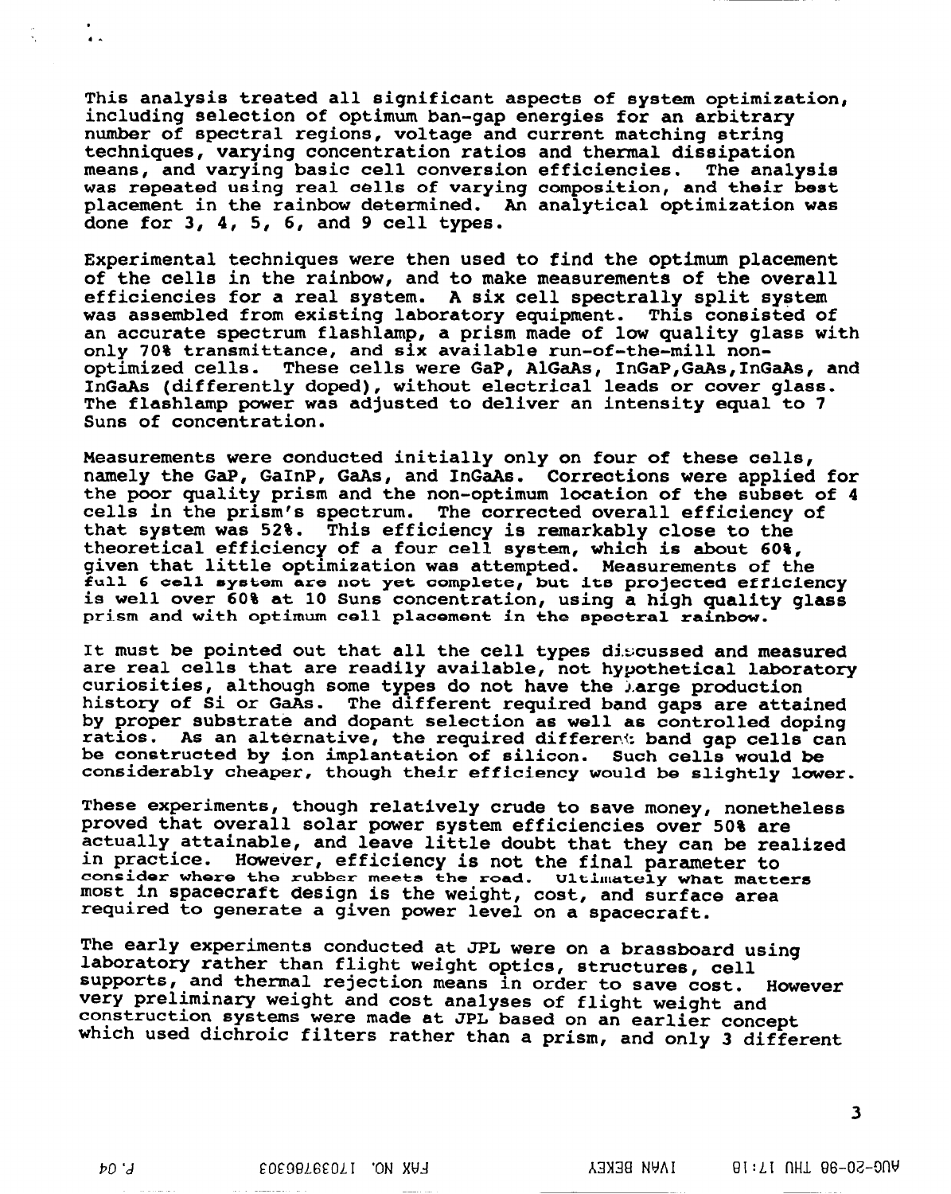This analysis treated all significant aspects of system optimization, including selection of optimum ban-gap energies for an arbitrary number of spectral regions, voltage and current matching string techniques, varying concentration ratios and thermal dissipation means, and varying basic cell conversion efficiencies. The analysis was repeated using real cells of varying composition, and their best placement in the rainbow determined. An analytical optimization was done for 3, 4, 5, 6, and 9 cell types.

Experimental techniques were then used to find the optimum placement of the cells in the rainbow, and to make measurements of the overall efficiencies for a real system. A six cell spectrally split system was assembled from existing laboratory equipment. This consisted of an accurate spectrum flashlamp, a prism made of low quality glass with only 70% transmittance, and six available run-of-the-mill non-optimized cells. These cells were GaP, AlGaAs, InGaP,GaAs,InGaAs, and InGaAs (differently doped), without electrical leads or cover glass. The flashlamp power was adjusted to deliver an intensity equal to 7 Suns of concentration.

Measurements were conducted initially only on four of these cells, namely the GaP, GaInP, GaAs, and InGaAs. Corrections were applied for the poor quality prism and the non-optimum location of the subset of 4 cells in the prism's spectrum. The corrected overall efficiency of that system was 52%. This efficiency is remarkably close to the theoretical efficiency of a four cell system, which is about 60%, given that little optimization was attempted. Measurements of the full 6 cell system are not yet complete, but its projected efficiency is well over 60% at 10 Suns concentration, using a high quality glass prism and with optimum cell placement in the spectral rainbow.

It must be pointed out that all the cell types discussed and measured are real cells that are readily available, not hypothetical laboratory curiosities, although some types do not have the large production history of Si or GaAs. The different required band gaps are attained by proper substrate and dopant selection as well as controlled doping ratios. As an alternative, the required different band gap cells can be constructed by ion implantation of silicon. Such cells would be considerably cheaper, though their efficiency would be slightly lower.

These experiments, though relatively crude to save money, nonetheless proved that overall solar power system efficiencies over 50% are actually attainable, and leave little doubt that they can be realized in practice. However, efficiency is not the final parameter to consider where the rubber meets the road. Ultimately what matters most in spacecraft design is the weight, cost, and surface area required to generate a given power level on a spacecraft.

The early experiments conducted at JPL were on a brassboard using laboratory rather than flight weight optics, structures, cell supports, and thermal rejection means in order to save cost. However very preliminary weight and cost analyses of flight weight and construction systems were made at JPL based on an earlier concept which used dichroic filters rather than a prism, and only 3 different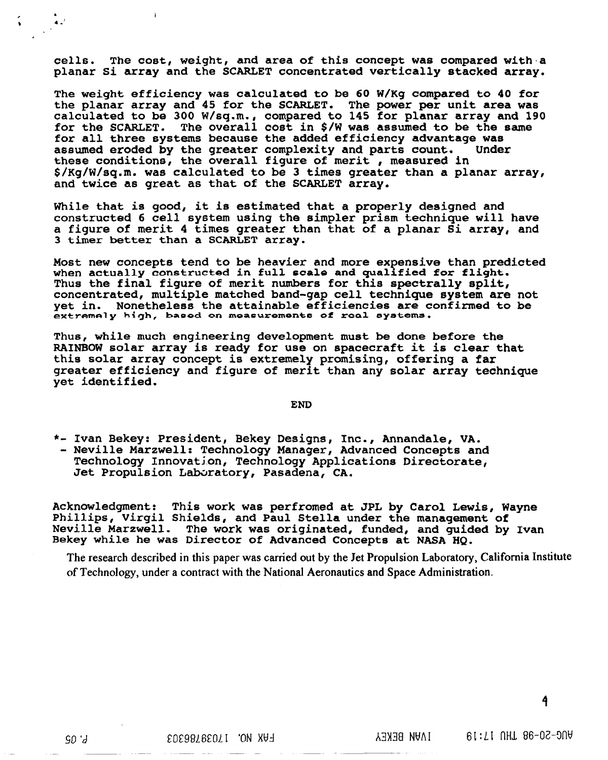cells. The cost, weight, and area of this concept was compared with a planar Si array and the SCARLET concentrated vertically stacked array.

The weight efficiency was calculated to be 60 W/Kg compared to 40 for the planar array and 45 for the SCARLET. The power per unit area was calculated to be 300 W/sq.m., compared to 145 for planar array and 190 for the SCARLET. The overall cost in $/W was assumed to be the same for all three systems because the added efficiency advantage was assumed eroded by the greater complexity and parts count. Under these conditions, the overall figure of merit , measured in $/Kg/W/sq.m. was calculated to be 3 times greater than a planar array, and twice as great as that of the SCARLET array.

While that is good, it is estimated that a properly designed and constructed 6 cell system using the simpler prism technique will have a figure of merit 4 times greater than that of a planar Si array, and 3 timer better than a SCARLET array.

Most new concepts tend to be heavier and more expensive than predicted when actually constructed in full scale and qualified for flight. Thus the final figure of merit numbers for this spectrally split, concentrated, multiple matched band-gap cell technique system are not yet in. Nonetheless the attainable efficiencies are confirmed to be extremely high, based on measurements of real systems.

Thus, while much engineering development must be done before the RAINBOW solar array is ready for use on spacecraft it is clear that this solar array concept is extremely promising, offering a far greater efficiency and figure of merit than any solar array technique yet identified.

END

*- Ivan Bekey: President, Bekey Designs, Inc., Annandale, VA.
- Neville Marzwell: Technology Manager, Advanced Concepts and Technology Innovation, Technology Applications Directorate, Jet Propulsion Laboratory, Pasadena, CA.

Acknowledgment: This work was perfromed at JPL by Carol Lewis, Wayne Phillips, Virgil Shields, and Paul Stella under the management of Neville Marzwell. The work was originated, funded, and guided by Ivan Bekey while he was Director of Advanced Concepts at NASA HQ.

The research described in this paper was carried out by the Jet Propulsion Laboratory, California Institute of Technology, under a contract with the National Aeronautics and Space Administration.